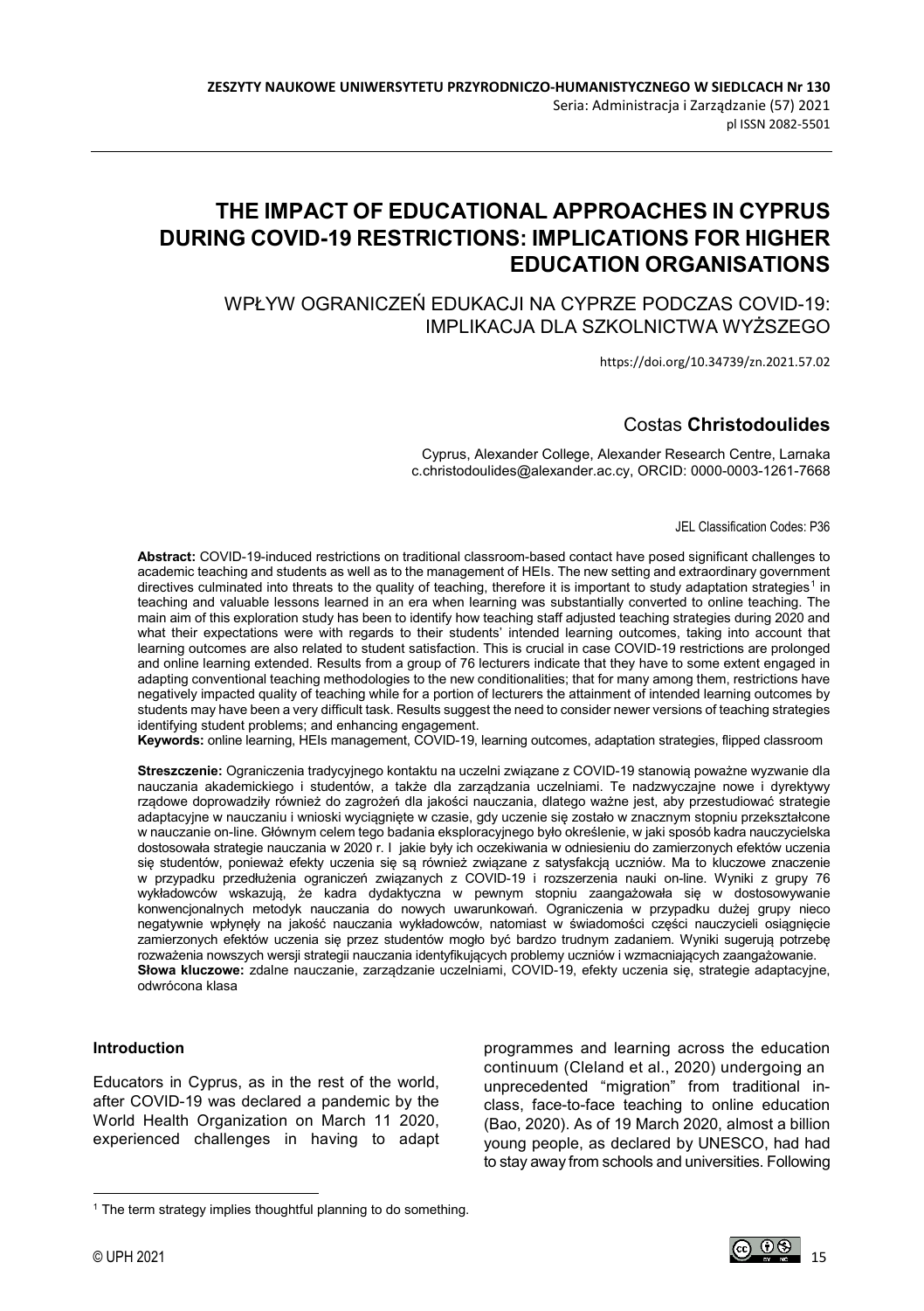ZESZYTY NAUKOWE UNIWERSYTETU PRZYRODNICZO-HUMANISTYCZNEGO W SIEDLCACH Nr 130
Seria: Administracja i Zarządzanie (57) 2021
pl ISSN 2082-5501

# THE IMPACT OF EDUCATIONAL APPROACHES IN CYPRUS DURING COVID-19 RESTRICTIONS: IMPLICATIONS FOR HIGHER EDUCATION ORGANISATIONS

## WPŁYW OGRANICZEŃ EDUKACJI NA CYPRZE PODCZAS COVID-19: IMPLIKACJA DLA SZKOLNICTWA WYŻSZEGO

https://doi.org/10.34739/zn.2021.57.02

Costas **Christodoulides**

Cyprus, Alexander College, Alexander Research Centre, Larnaka
c.christodoulides@alexander.ac.cy, ORCID: 0000-0003-1261-7668

JEL Classification Codes: P36

**Abstract:** COVID-19-induced restrictions on traditional classroom-based contact have posed significant challenges to academic teaching and students as well as to the management of HEIs. The new setting and extraordinary government directives culminated into threats to the quality of teaching, therefore it is important to study adaptation strategies[1] in teaching and valuable lessons learned in an era when learning was substantially converted to online teaching. The main aim of this exploration study has been to identify how teaching staff adjusted teaching strategies during 2020 and what their expectations were with regards to their students' intended learning outcomes, taking into account that learning outcomes are also related to student satisfaction. This is crucial in case COVID-19 restrictions are prolonged and online learning extended. Results from a group of 76 lecturers indicate that they have to some extent engaged in adapting conventional teaching methodologies to the new conditionalities; that for many among them, restrictions have negatively impacted quality of teaching while for a portion of lecturers the attainment of intended learning outcomes by students may have been a very difficult task. Results suggest the need to consider newer versions of teaching strategies identifying student problems; and enhancing engagement.
**Keywords:** online learning, HEIs management, COVID-19, learning outcomes, adaptation strategies, flipped classroom

**Streszczenie:** Ograniczenia tradycyjnego kontaktu na uczelni związane z COVID-19 stanowią poważne wyzwanie dla nauczania akademickiego i studentów, a także dla zarządzania uczelniami. Te nadzwyczajne nowe i dyrektywy rządowe doprowadziły również do zagrożeń dla jakości nauczania, dlatego ważne jest, aby przestudiować strategie adaptacyjne w nauczaniu i wnioski wyciągnięte w czasie, gdy uczenie się zostało w znacznym stopniu przekształcone w nauczanie on-line. Głównym celem tego badania eksploracyjnego było określenie, w jaki sposób kadra nauczycielska dostosowała strategie nauczania w 2020 r. I jakie były ich oczekiwania w odniesieniu do zamierzonych efektów uczenia się studentów, ponieważ efekty uczenia się są również związane z satysfakcją uczniów. Ma to kluczowe znaczenie w przypadku przedłużenia ograniczeń związanych z COVID-19 i rozszerzenia nauki on-line. Wyniki z grupy 76 wykładowców wskazują, że kadra dydaktyczna w pewnym stopniu zaangażowała się w dostosowywanie konwencjonalnych metodyk nauczania do nowych uwarunkowań. Ograniczenia w przypadku dużej grupy nieco negatywnie wpłynęły na jakość nauczania wykładowców, natomiast w świadomości części nauczycieli osiągnięcie zamierzonych efektów uczenia się przez studentów mogło być bardzo trudnym zadaniem. Wyniki sugerują potrzebę rozważenia nowszych wersji strategii nauczania identyfikujących problemy uczniów i wzmacniających zaangażowanie.
**Słowa kluczowe:** zdalne nauczanie, zarządzanie uczelniami, COVID-19, efekty uczenia się, strategie adaptacyjne, odwrócona klasa

### Introduction

Educators in Cyprus, as in the rest of the world, after COVID-19 was declared a pandemic by the World Health Organization on March 11 2020, experienced challenges in having to adapt programmes and learning across the education continuum (Cleland et al., 2020) undergoing an unprecedented "migration" from traditional in-class, face-to-face teaching to online education (Bao, 2020). As of 19 March 2020, almost a billion young people, as declared by UNESCO, had had to stay away from schools and universities. Following

[1] The term strategy implies thoughtful planning to do something.

© UPH 2021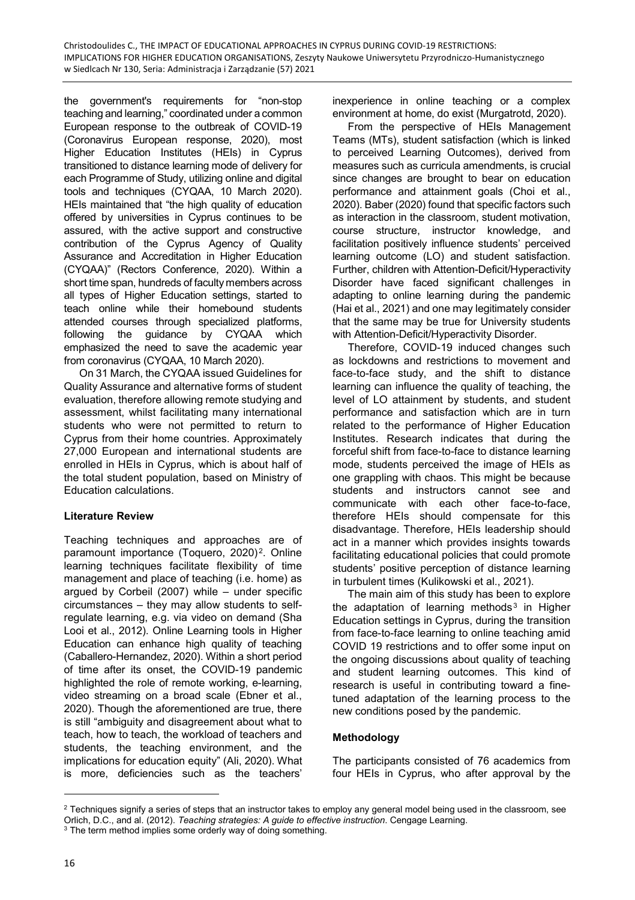the government's requirements for "non-stop teaching and learning," coordinated under a common European response to the outbreak of COVID-19 (Coronavirus European response, 2020), most Higher Education Institutes (HEIs) in Cyprus transitioned to distance learning mode of delivery for each Programme of Study, utilizing online and digital tools and techniques (CYQAA, 10 March 2020). HEIs maintained that "the high quality of education offered by universities in Cyprus continues to be assured, with the active support and constructive contribution of the Cyprus Agency of Quality Assurance and Accreditation in Higher Education (CYQAA)" (Rectors Conference, 2020). Within a short time span, hundreds of faculty members across all types of Higher Education settings, started to teach online while their homebound students attended courses through specialized platforms, following the guidance by CYQAA which emphasized the need to save the academic year from coronavirus (CYQAA, 10 March 2020).

On 31 March, the CYQAA issued Guidelines for Quality Assurance and alternative forms of student evaluation, therefore allowing remote studying and assessment, whilst facilitating many international students who were not permitted to return to Cyprus from their home countries. Approximately 27,000 European and international students are enrolled in HEIs in Cyprus, which is about half of the total student population, based on Ministry of Education calculations.

## Literature Review

Teaching techniques and approaches are of paramount importance (Toquero, 2020)[2]. Online learning techniques facilitate flexibility of time management and place of teaching (i.e. home) as argued by Corbeil (2007) while – under specific circumstances – they may allow students to self-regulate learning, e.g. via video on demand (Sha Looi et al., 2012). Online Learning tools in Higher Education can enhance high quality of teaching (Caballero-Hernandez, 2020). Within a short period of time after its onset, the COVID-19 pandemic highlighted the role of remote working, e-learning, video streaming on a broad scale (Ebner et al., 2020). Though the aforementioned are true, there is still "ambiguity and disagreement about what to teach, how to teach, the workload of teachers and students, the teaching environment, and the implications for education equity" (Ali, 2020). What is more, deficiencies such as the teachers' inexperience in online teaching or a complex environment at home, do exist (Murgatrotd, 2020).

From the perspective of HEIs Management Teams (MTs), student satisfaction (which is linked to perceived Learning Outcomes), derived from measures such as curricula amendments, is crucial since changes are brought to bear on education performance and attainment goals (Choi et al., 2020). Baber (2020) found that specific factors such as interaction in the classroom, student motivation, course structure, instructor knowledge, and facilitation positively influence students' perceived learning outcome (LO) and student satisfaction. Further, children with Attention-Deficit/Hyperactivity Disorder have faced significant challenges in adapting to online learning during the pandemic (Hai et al., 2021) and one may legitimately consider that the same may be true for University students with Attention-Deficit/Hyperactivity Disorder.

Therefore, COVID-19 induced changes such as lockdowns and restrictions to movement and face-to-face study, and the shift to distance learning can influence the quality of teaching, the level of LO attainment by students, and student performance and satisfaction which are in turn related to the performance of Higher Education Institutes. Research indicates that during the forceful shift from face-to-face to distance learning mode, students perceived the image of HEIs as one grappling with chaos. This might be because students and instructors cannot see and communicate with each other face-to-face, therefore HEIs should compensate for this disadvantage. Therefore, HEIs leadership should act in a manner which provides insights towards facilitating educational policies that could promote students' positive perception of distance learning in turbulent times (Kulikowski et al., 2021).

The main aim of this study has been to explore the adaptation of learning methods[3] in Higher Education settings in Cyprus, during the transition from face-to-face learning to online teaching amid COVID 19 restrictions and to offer some input on the ongoing discussions about quality of teaching and student learning outcomes. This kind of research is useful in contributing toward a fine-tuned adaptation of the learning process to the new conditions posed by the pandemic.

## Methodology

The participants consisted of 76 academics from four HEIs in Cyprus, who after approval by the

---

[2] Techniques signify a series of steps that an instructor takes to employ any general model being used in the classroom, see Orlich, D.C., and al. (2012). *Teaching strategies: A guide to effective instruction*. Cengage Learning.

[3] The term method implies some orderly way of doing something.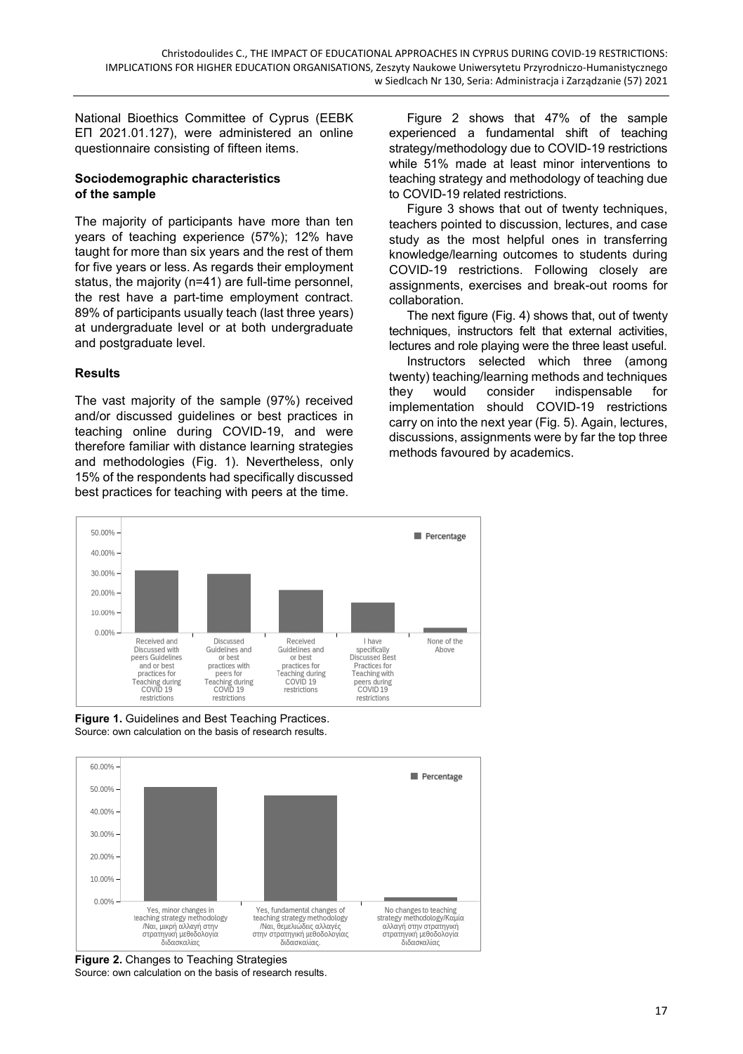National Bioethics Committee of Cyprus (ΕΕΒΚ ΕΠ 2021.01.127), were administered an online questionnaire consisting of fifteen items.

### Sociodemographic characteristics of the sample

The majority of participants have more than ten years of teaching experience (57%); 12% have taught for more than six years and the rest of them for five years or less. As regards their employment status, the majority (n=41) are full-time personnel, the rest have a part-time employment contract. 89% of participants usually teach (last three years) at undergraduate level or at both undergraduate and postgraduate level.

### Results

The vast majority of the sample (97%) received and/or discussed guidelines or best practices in teaching online during COVID-19, and were therefore familiar with distance learning strategies and methodologies (Fig. 1). Nevertheless, only 15% of the respondents had specifically discussed best practices for teaching with peers at the time.

Figure 2 shows that 47% of the sample experienced a fundamental shift of teaching strategy/methodology due to COVID-19 restrictions while 51% made at least minor interventions to teaching strategy and methodology of teaching due to COVID-19 related restrictions.

Figure 3 shows that out of twenty techniques, teachers pointed to discussion, lectures, and case study as the most helpful ones in transferring knowledge/learning outcomes to students during COVID-19 restrictions. Following closely are assignments, exercises and break-out rooms for collaboration.

The next figure (Fig. 4) shows that, out of twenty techniques, instructors felt that external activities, lectures and role playing were the three least useful.

Instructors selected which three (among twenty) teaching/learning methods and techniques they would consider indispensable for implementation should COVID-19 restrictions carry on into the next year (Fig. 5). Again, lectures, discussions, assignments were by far the top three methods favoured by academics.

**Figure 1.** Guidelines and Best Teaching Practices.
Source: own calculation on the basis of research results.

**Figure 2.** Changes to Teaching Strategies
Source: own calculation on the basis of research results.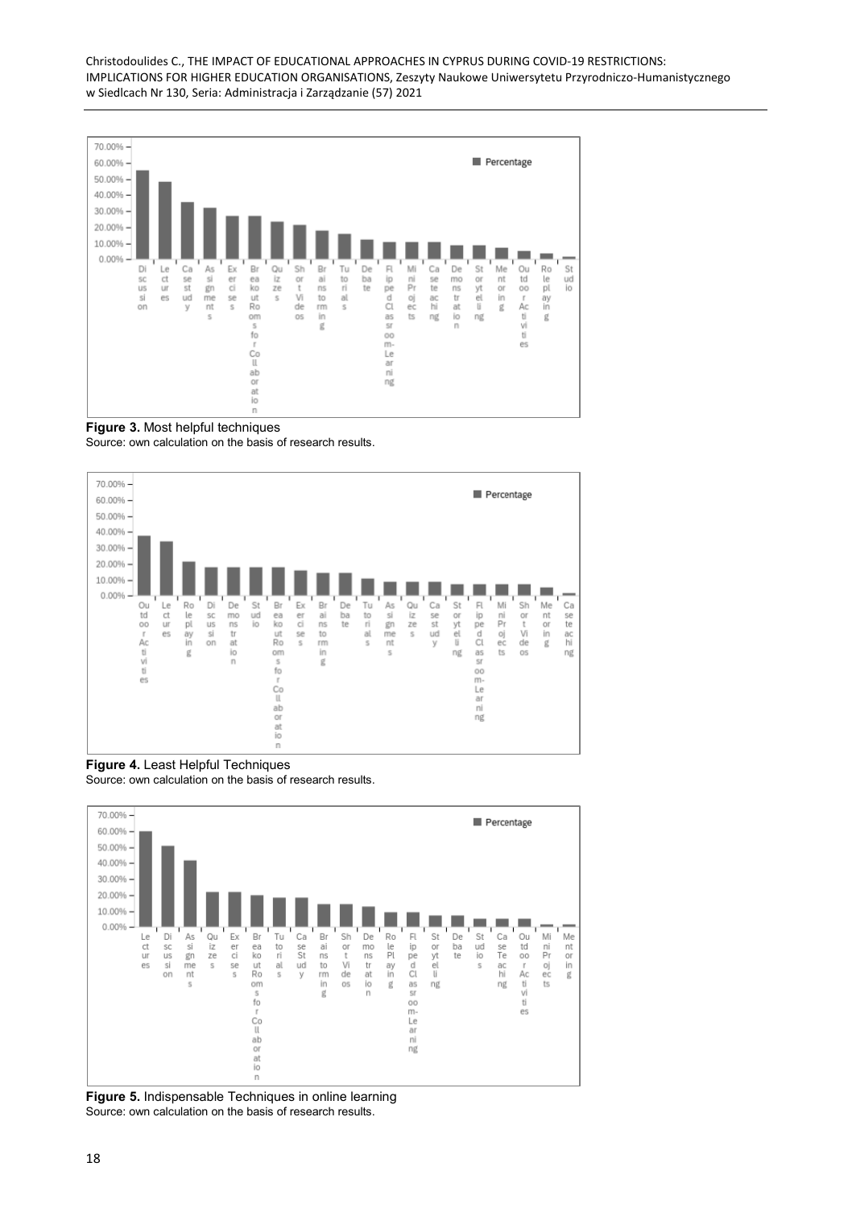**Figure 3.** Most helpful techniques
Source: own calculation on the basis of research results.

**Figure 4.** Least Helpful Techniques
Source: own calculation on the basis of research results.

**Figure 5.** Indispensable Techniques in online learning
Source: own calculation on the basis of research results.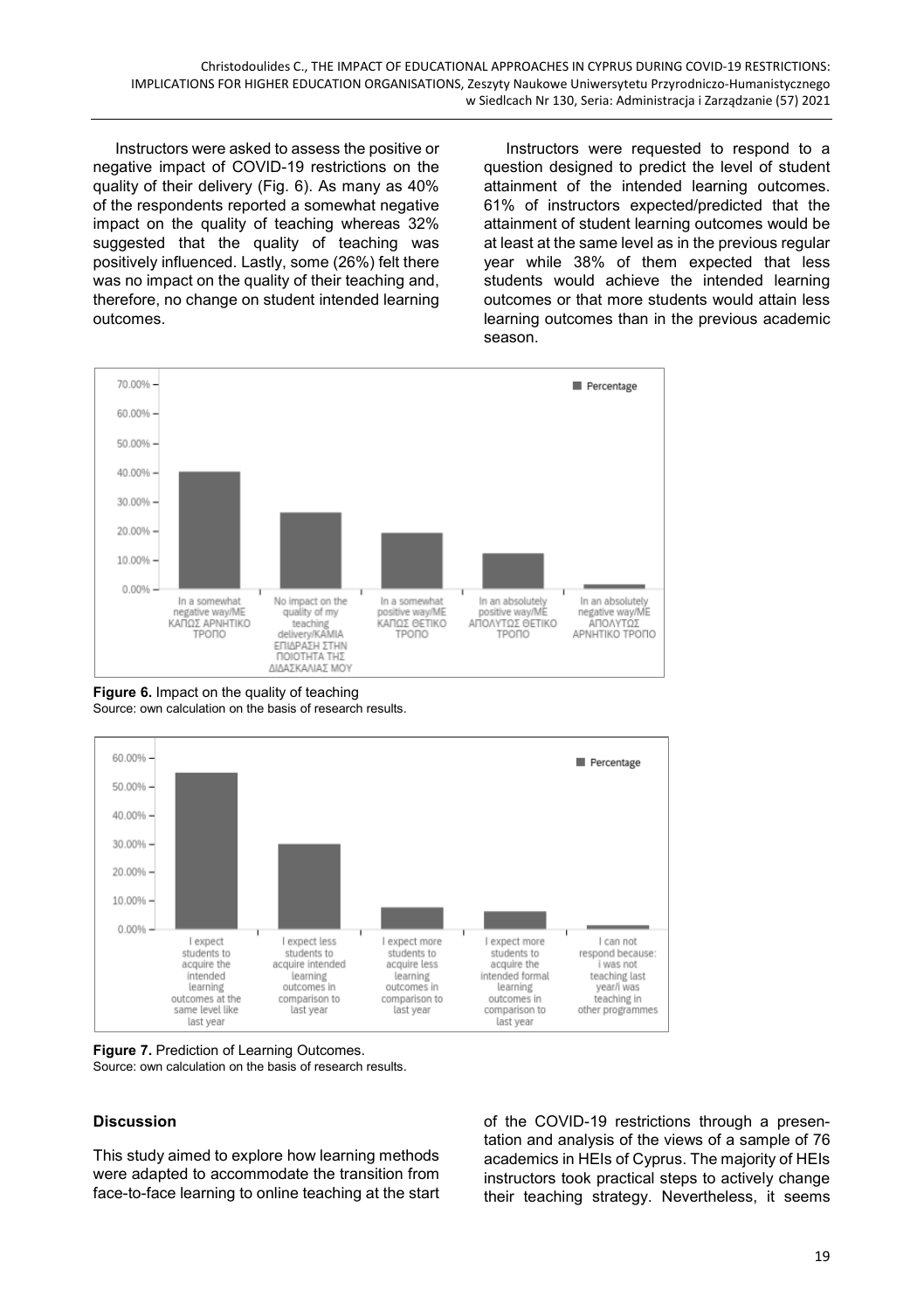Instructors were asked to assess the positive or negative impact of COVID-19 restrictions on the quality of their delivery (Fig. 6). As many as 40% of the respondents reported a somewhat negative impact on the quality of teaching whereas 32% suggested that the quality of teaching was positively influenced. Lastly, some (26%) felt there was no impact on the quality of their teaching and, therefore, no change on student intended learning outcomes.

Instructors were requested to respond to a question designed to predict the level of student attainment of the intended learning outcomes. 61% of instructors expected/predicted that the attainment of student learning outcomes would be at least at the same level as in the previous regular year while 38% of them expected that less students would achieve the intended learning outcomes or that more students would attain less learning outcomes than in the previous academic season.

**Figure 6.** Impact on the quality of teaching
Source: own calculation on the basis of research results.

**Figure 7.** Prediction of Learning Outcomes.
Source: own calculation on the basis of research results.

### Discussion

This study aimed to explore how learning methods were adapted to accommodate the transition from face-to-face learning to online teaching at the start of the COVID-19 restrictions through a presentation and analysis of the views of a sample of 76 academics in HEIs of Cyprus. The majority of HEIs instructors took practical steps to actively change their teaching strategy. Nevertheless, it seems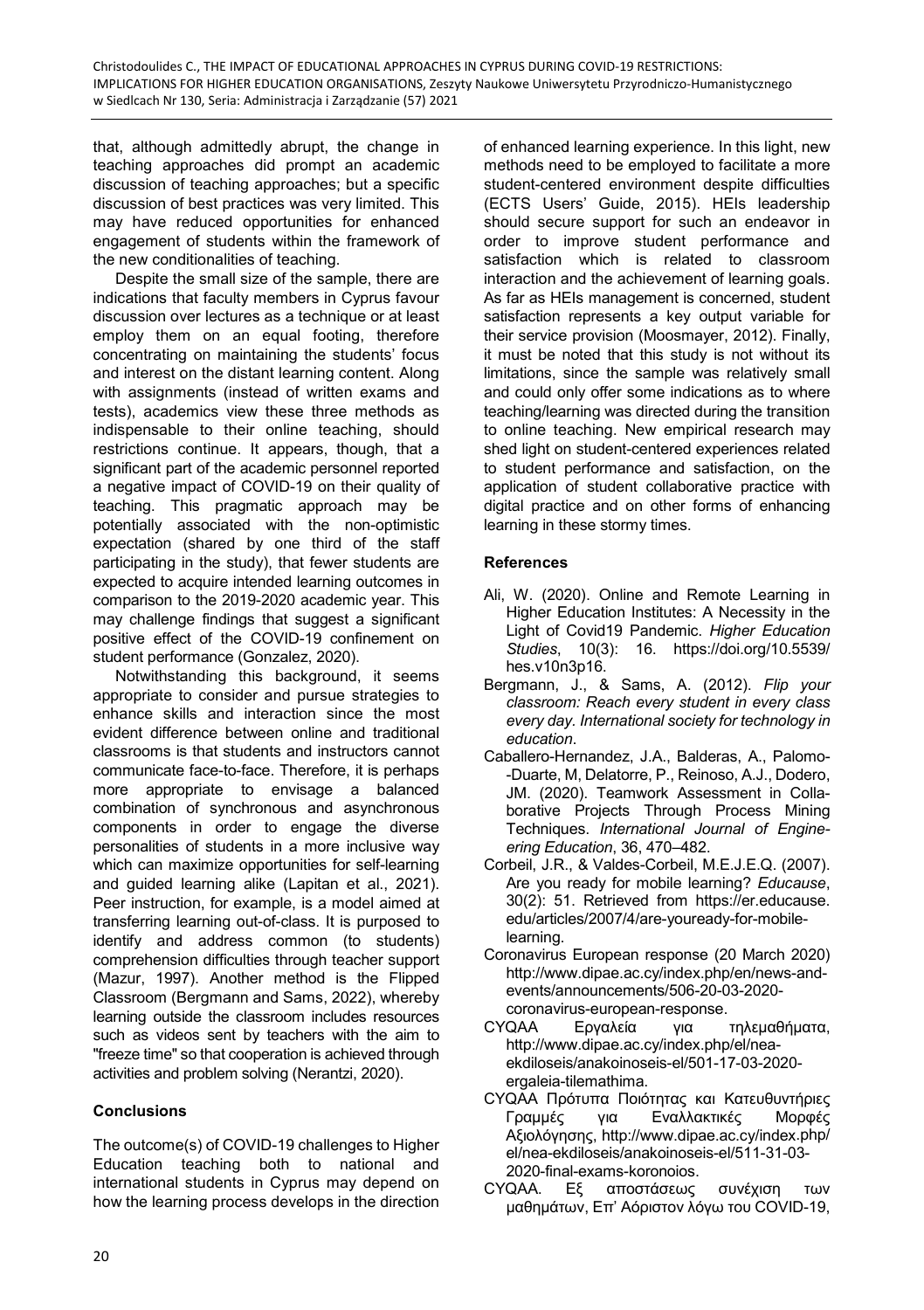that, although admittedly abrupt, the change in teaching approaches did prompt an academic discussion of teaching approaches; but a specific discussion of best practices was very limited. This may have reduced opportunities for enhanced engagement of students within the framework of the new conditionalities of teaching.

Despite the small size of the sample, there are indications that faculty members in Cyprus favour discussion over lectures as a technique or at least employ them on an equal footing, therefore concentrating on maintaining the students' focus and interest on the distant learning content. Along with assignments (instead of written exams and tests), academics view these three methods as indispensable to their online teaching, should restrictions continue. It appears, though, that a significant part of the academic personnel reported a negative impact of COVID-19 on their quality of teaching. This pragmatic approach may be potentially associated with the non-optimistic expectation (shared by one third of the staff participating in the study), that fewer students are expected to acquire intended learning outcomes in comparison to the 2019-2020 academic year. This may challenge findings that suggest a significant positive effect of the COVID-19 confinement on student performance (Gonzalez, 2020).

Notwithstanding this background, it seems appropriate to consider and pursue strategies to enhance skills and interaction since the most evident difference between online and traditional classrooms is that students and instructors cannot communicate face-to-face. Therefore, it is perhaps more appropriate to envisage a balanced combination of synchronous and asynchronous components in order to engage the diverse personalities of students in a more inclusive way which can maximize opportunities for self-learning and guided learning alike (Lapitan et al., 2021). Peer instruction, for example, is a model aimed at transferring learning out-of-class. It is purposed to identify and address common (to students) comprehension difficulties through teacher support (Mazur, 1997). Another method is the Flipped Classroom (Bergmann and Sams, 2022), whereby learning outside the classroom includes resources such as videos sent by teachers with the aim to "freeze time" so that cooperation is achieved through activities and problem solving (Nerantzi, 2020).

## Conclusions

The outcome(s) of COVID-19 challenges to Higher Education teaching both to national and international students in Cyprus may depend on how the learning process develops in the direction of enhanced learning experience. In this light, new methods need to be employed to facilitate a more student-centered environment despite difficulties (ECTS Users' Guide, 2015). HEIs leadership should secure support for such an endeavor in order to improve student performance and satisfaction which is related to classroom interaction and the achievement of learning goals. As far as HEIs management is concerned, student satisfaction represents a key output variable for their service provision (Moosmayer, 2012). Finally, it must be noted that this study is not without its limitations, since the sample was relatively small and could only offer some indications as to where teaching/learning was directed during the transition to online teaching. New empirical research may shed light on student-centered experiences related to student performance and satisfaction, on the application of student collaborative practice with digital practice and on other forms of enhancing learning in these stormy times.

## References

- Ali, W. (2020). Online and Remote Learning in Higher Education Institutes: A Necessity in the Light of Covid19 Pandemic. *Higher Education Studies*, 10(3): 16. https://doi.org/10.5539/hes.v10n3p16.
- Bergmann, J., & Sams, A. (2012). *Flip your classroom: Reach every student in every class every day. International society for technology in education*.
- Caballero-Hernandez, J.A., Balderas, A., Palomo--Duarte, M, Delatorre, P., Reinoso, A.J., Dodero, JM. (2020). Teamwork Assessment in Collaborative Projects Through Process Mining Techniques. *International Journal of Engineering Education*, 36, 470–482.
- Corbeil, J.R., & Valdes-Corbeil, M.E.J.E.Q. (2007). Are you ready for mobile learning? *Educause*, 30(2): 51. Retrieved from https://er.educause.edu/articles/2007/4/are-youready-for-mobile-learning.
- Coronavirus European response (20 March 2020) http://www.dipae.ac.cy/index.php/en/news-and-events/announcements/506-20-03-2020-coronavirus-european-response.
- CYQAA Εργαλεία για τηλεμαθήματα, http://www.dipae.ac.cy/index.php/el/nea-ekdiloseis/anakoinoseis-el/501-17-03-2020-ergaleia-tilemathima.
- CYQAA Πρότυπα Ποιότητας και Κατευθυντήριες Γραμμές για Εναλλακτικές Μορφές Αξιολόγησης, http://www.dipae.ac.cy/index.php/el/nea-ekdiloseis/anakoinoseis-el/511-31-03-2020-final-exams-koronoios.
- CYQAA. Εξ αποστάσεως συνέχιση των μαθημάτων, Επ' Αόριστον λόγω του COVID-19,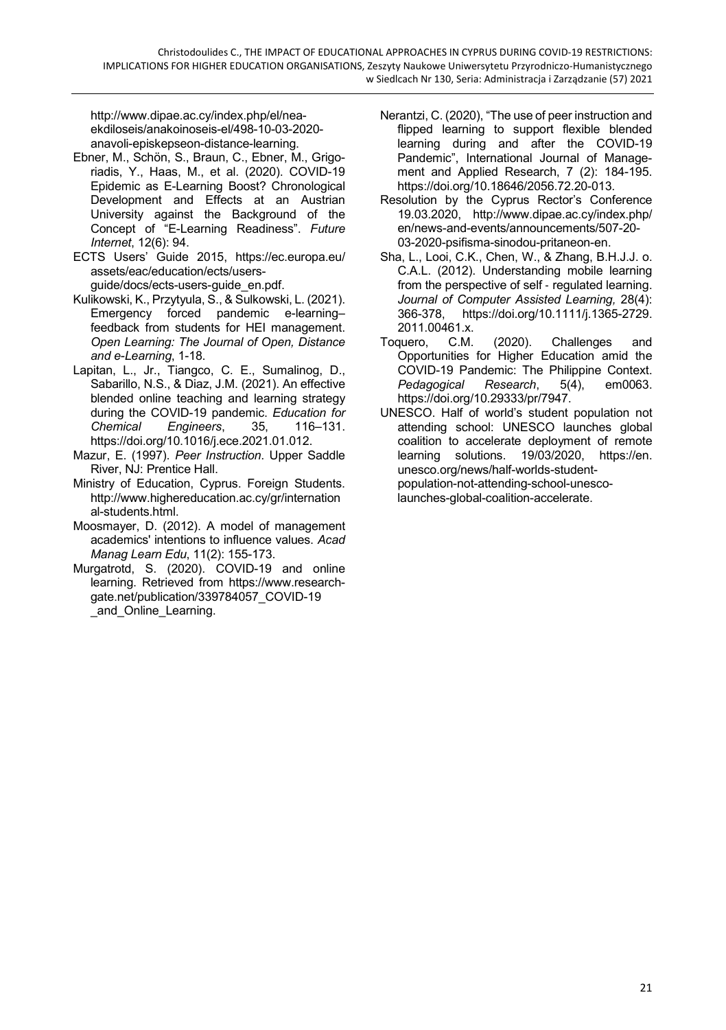http://www.dipae.ac.cy/index.php/el/nea-ekdiloseis/anakoinoseis-el/498-10-03-2020-anavoli-episkepseon-distance-learning.

Ebner, M., Schön, S., Braun, C., Ebner, M., Grigoriadis, Y., Haas, M., et al. (2020). COVID-19 Epidemic as E-Learning Boost? Chronological Development and Effects at an Austrian University against the Background of the Concept of "E-Learning Readiness". *Future Internet*, 12(6): 94.

ECTS Users' Guide 2015, https://ec.europa.eu/assets/eac/education/ects/users-guide/docs/ects-users-guide_en.pdf.

Kulikowski, K., Przytyula, S., & Sulkowski, L. (2021). Emergency forced pandemic e-learning–feedback from students for HEI management. *Open Learning: The Journal of Open, Distance and e-Learning*, 1-18.

Lapitan, L., Jr., Tiangco, C. E., Sumalinog, D., Sabarillo, N.S., & Diaz, J.M. (2021). An effective blended online teaching and learning strategy during the COVID-19 pandemic. *Education for Chemical Engineers*, 35, 116–131. https://doi.org/10.1016/j.ece.2021.01.012.

Mazur, E. (1997). *Peer Instruction*. Upper Saddle River, NJ: Prentice Hall.

Ministry of Education, Cyprus. Foreign Students. http://www.highereducation.ac.cy/gr/international-students.html.

Moosmayer, D. (2012). A model of management academics' intentions to influence values. *Acad Manag Learn Edu*, 11(2): 155-173.

Murgatrotd, S. (2020). COVID-19 and online learning. Retrieved from https://www.researchgate.net/publication/339784057_COVID-19_and_Online_Learning.

Nerantzi, C. (2020), "The use of peer instruction and flipped learning to support flexible blended learning during and after the COVID-19 Pandemic", International Journal of Management and Applied Research, 7 (2): 184-195. https://doi.org/10.18646/2056.72.20-013.

Resolution by the Cyprus Rector's Conference 19.03.2020, http://www.dipae.ac.cy/index.php/en/news-and-events/announcements/507-20-03-2020-psifisma-sinodou-pritaneon-en.

Sha, L., Looi, C.K., Chen, W., & Zhang, B.H.J.J. o. C.A.L. (2012). Understanding mobile learning from the perspective of self‐regulated learning. *Journal of Computer Assisted Learning,* 28(4): 366-378, https://doi.org/10.1111/j.1365-2729.2011.00461.x.

Toquero, C.M. (2020). Challenges and Opportunities for Higher Education amid the COVID-19 Pandemic: The Philippine Context. *Pedagogical Research*, 5(4), em0063. https://doi.org/10.29333/pr/7947.

UNESCO. Half of world's student population not attending school: UNESCO launches global coalition to accelerate deployment of remote learning solutions. 19/03/2020, https://en.unesco.org/news/half-worlds-student-population-not-attending-school-unesco-launches-global-coalition-accelerate.